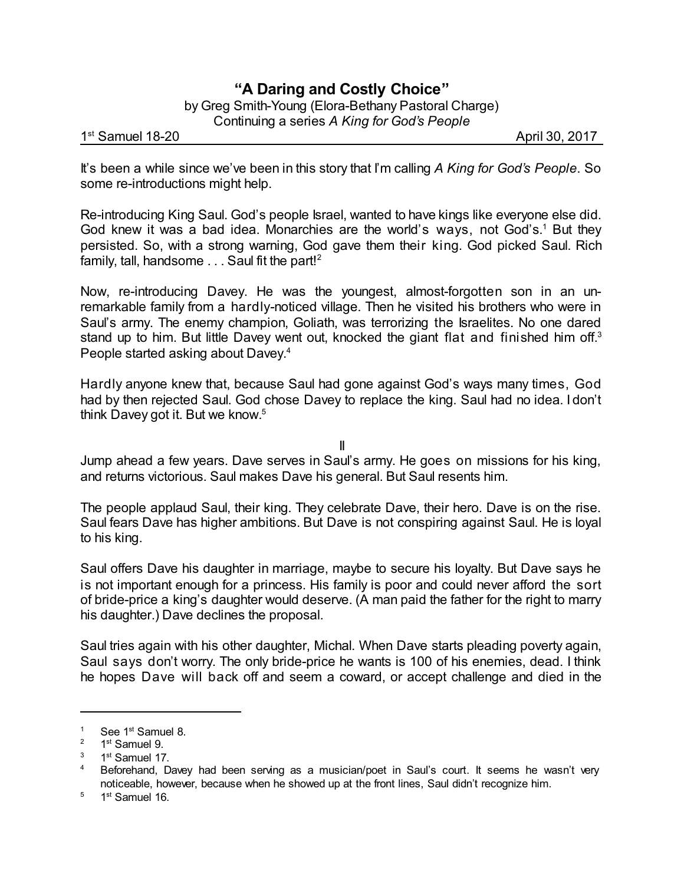# "A Daring and Costly Choice"

by Greg Smith-Young (Elora-Bethany Pastoral Charge)
Continuing a series *A King for God's People*

1st Samuel 18-20 April 30, 2017

It's been a while since we've been in this story that I'm calling *A King for God's People*. So some re-introductions might help.

Re-introducing King Saul. God's people Israel, wanted to have kings like everyone else did. God knew it was a bad idea. Monarchies are the world's ways, not God's.[1] But they persisted. So, with a strong warning, God gave them their king. God picked Saul. Rich family, tall, handsome . . . Saul fit the part![2]

Now, re-introducing Davey. He was the youngest, almost-forgotten son in an un-remarkable family from a hardly-noticed village. Then he visited his brothers who were in Saul's army. The enemy champion, Goliath, was terrorizing the Israelites. No one dared stand up to him. But little Davey went out, knocked the giant flat and finished him off.[3] People started asking about Davey.[4]

Hardly anyone knew that, because Saul had gone against God's ways many times, God had by then rejected Saul. God chose Davey to replace the king. Saul had no idea. I don't think Davey got it. But we know.[5]

II

Jump ahead a few years. Dave serves in Saul's army. He goes on missions for his king, and returns victorious. Saul makes Dave his general. But Saul resents him.

The people applaud Saul, their king. They celebrate Dave, their hero. Dave is on the rise. Saul fears Dave has higher ambitions. But Dave is not conspiring against Saul. He is loyal to his king.

Saul offers Dave his daughter in marriage, maybe to secure his loyalty. But Dave says he is not important enough for a princess. His family is poor and could never afford the sort of bride-price a king's daughter would deserve. (A man paid the father for the right to marry his daughter.) Dave declines the proposal.

Saul tries again with his other daughter, Michal. When Dave starts pleading poverty again, Saul says don't worry. The only bride-price he wants is 100 of his enemies, dead. I think he hopes Dave will back off and seem a coward, or accept challenge and died in the

---

[1] See 1st Samuel 8.

[2] 1st Samuel 9.

[3] 1st Samuel 17.

[4] Beforehand, Davey had been serving as a musician/poet in Saul's court. It seems he wasn't very noticeable, however, because when he showed up at the front lines, Saul didn't recognize him.

[5] 1st Samuel 16.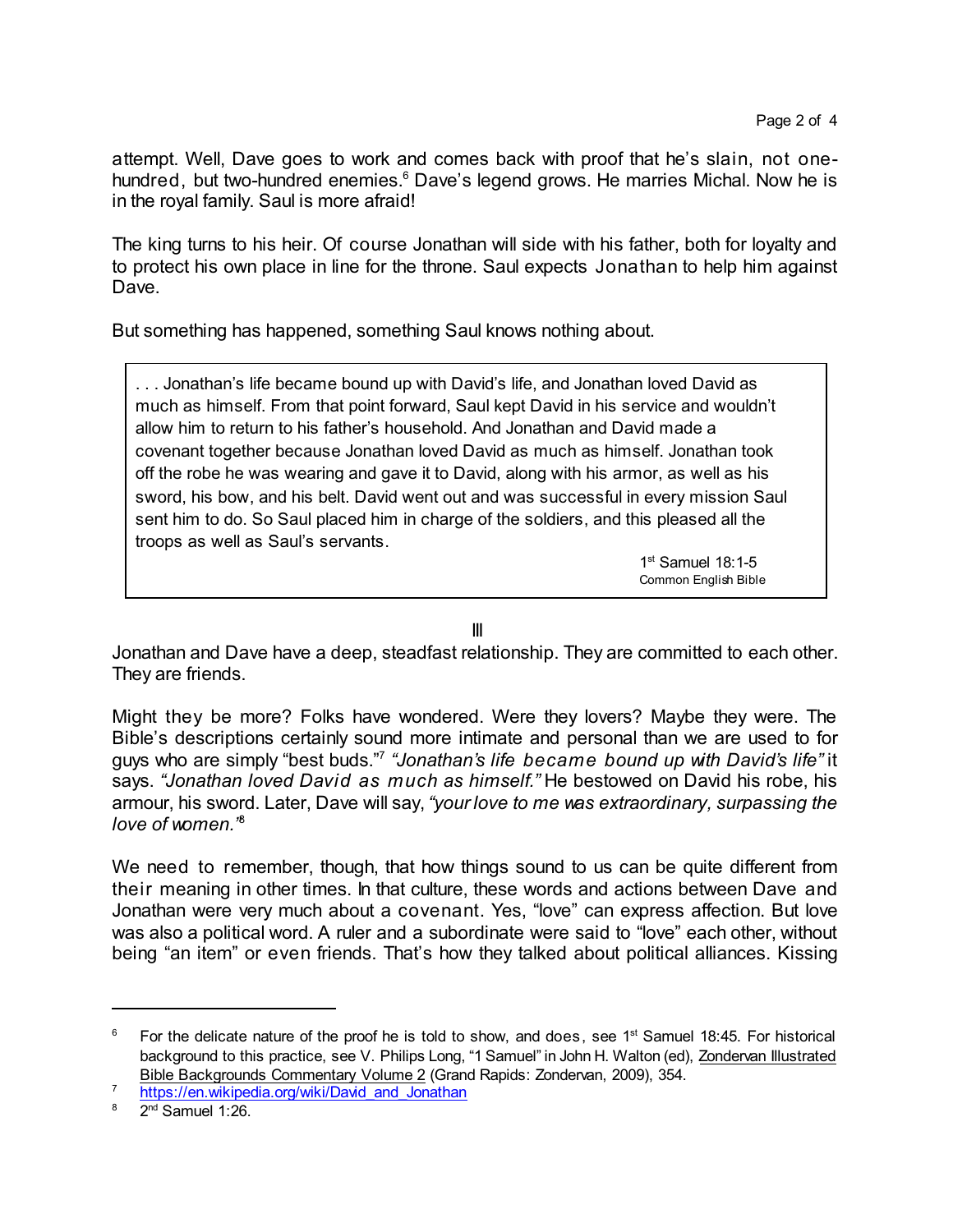attempt. Well, Dave goes to work and comes back with proof that he's slain, not one-hundred, but two-hundred enemies.[6] Dave's legend grows. He marries Michal. Now he is in the royal family. Saul is more afraid!

The king turns to his heir. Of course Jonathan will side with his father, both for loyalty and to protect his own place in line for the throne. Saul expects Jonathan to help him against Dave.

But something has happened, something Saul knows nothing about.

> . . . Jonathan's life became bound up with David's life, and Jonathan loved David as much as himself. From that point forward, Saul kept David in his service and wouldn't allow him to return to his father's household. And Jonathan and David made a covenant together because Jonathan loved David as much as himself. Jonathan took off the robe he was wearing and gave it to David, along with his armor, as well as his sword, his bow, and his belt. David went out and was successful in every mission Saul sent him to do. So Saul placed him in charge of the soldiers, and this pleased all the troops as well as Saul's servants.
>
> 1st Samuel 18:1-5
> Common English Bible

III

Jonathan and Dave have a deep, steadfast relationship. They are committed to each other. They are friends.

Might they be more? Folks have wondered. Were they lovers? Maybe they were. The Bible's descriptions certainly sound more intimate and personal than we are used to for guys who are simply "best buds."[7] *"Jonathan's life became bound up with David's life"* it says. *"Jonathan loved David as much as himself."* He bestowed on David his robe, his armour, his sword. Later, Dave will say, *"your love to me was extraordinary, surpassing the love of women."*[8]

We need to remember, though, that how things sound to us can be quite different from their meaning in other times. In that culture, these words and actions between Dave and Jonathan were very much about a covenant. Yes, "love" can express affection. But love was also a political word. A ruler and a subordinate were said to "love" each other, without being "an item" or even friends. That's how they talked about political alliances. Kissing

---

[6] For the delicate nature of the proof he is told to show, and does, see 1st Samuel 18:45. For historical background to this practice, see V. Philips Long, "1 Samuel" in John H. Walton (ed), Zondervan Illustrated Bible Backgrounds Commentary Volume 2 (Grand Rapids: Zondervan, 2009), 354.

[7] https://en.wikipedia.org/wiki/David_and_Jonathan

[8] 2nd Samuel 1:26.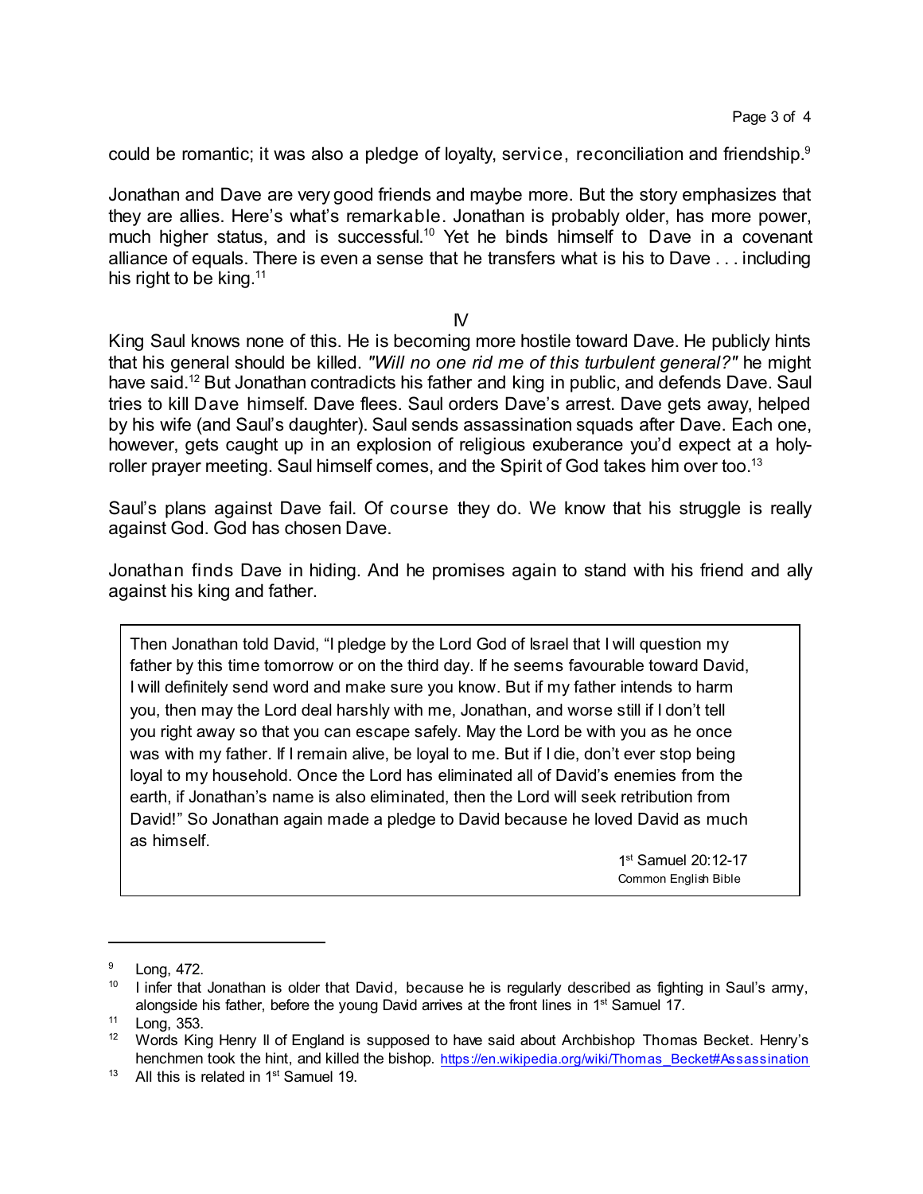could be romantic; it was also a pledge of loyalty, service, reconciliation and friendship.[9]

Jonathan and Dave are very good friends and maybe more. But the story emphasizes that they are allies. Here's what's remarkable. Jonathan is probably older, has more power, much higher status, and is successful.[10] Yet he binds himself to Dave in a covenant alliance of equals. There is even a sense that he transfers what is his to Dave . . . including his right to be king.[11]

IV

King Saul knows none of this. He is becoming more hostile toward Dave. He publicly hints that his general should be killed. *"Will no one rid me of this turbulent general?"* he might have said.[12] But Jonathan contradicts his father and king in public, and defends Dave. Saul tries to kill Dave himself. Dave flees. Saul orders Dave's arrest. Dave gets away, helped by his wife (and Saul's daughter). Saul sends assassination squads after Dave. Each one, however, gets caught up in an explosion of religious exuberance you'd expect at a holy-roller prayer meeting. Saul himself comes, and the Spirit of God takes him over too.[13]

Saul's plans against Dave fail. Of course they do. We know that his struggle is really against God. God has chosen Dave.

Jonathan finds Dave in hiding. And he promises again to stand with his friend and ally against his king and father.

> Then Jonathan told David, "I pledge by the Lord God of Israel that I will question my father by this time tomorrow or on the third day. If he seems favourable toward David, I will definitely send word and make sure you know. But if my father intends to harm you, then may the Lord deal harshly with me, Jonathan, and worse still if I don't tell you right away so that you can escape safely. May the Lord be with you as he once was with my father. If I remain alive, be loyal to me. But if I die, don't ever stop being loyal to my household. Once the Lord has eliminated all of David's enemies from the earth, if Jonathan's name is also eliminated, then the Lord will seek retribution from David!" So Jonathan again made a pledge to David because he loved David as much as himself.
>
> 1st Samuel 20:12-17
> Common English Bible

---

[9] Long, 472.

[10] I infer that Jonathan is older that David, because he is regularly described as fighting in Saul's army, alongside his father, before the young David arrives at the front lines in 1st Samuel 17.

[11] Long, 353.

[12] Words King Henry II of England is supposed to have said about Archbishop Thomas Becket. Henry's henchmen took the hint, and killed the bishop. https://en.wikipedia.org/wiki/Thomas_Becket#Assassination

[13] All this is related in 1st Samuel 19.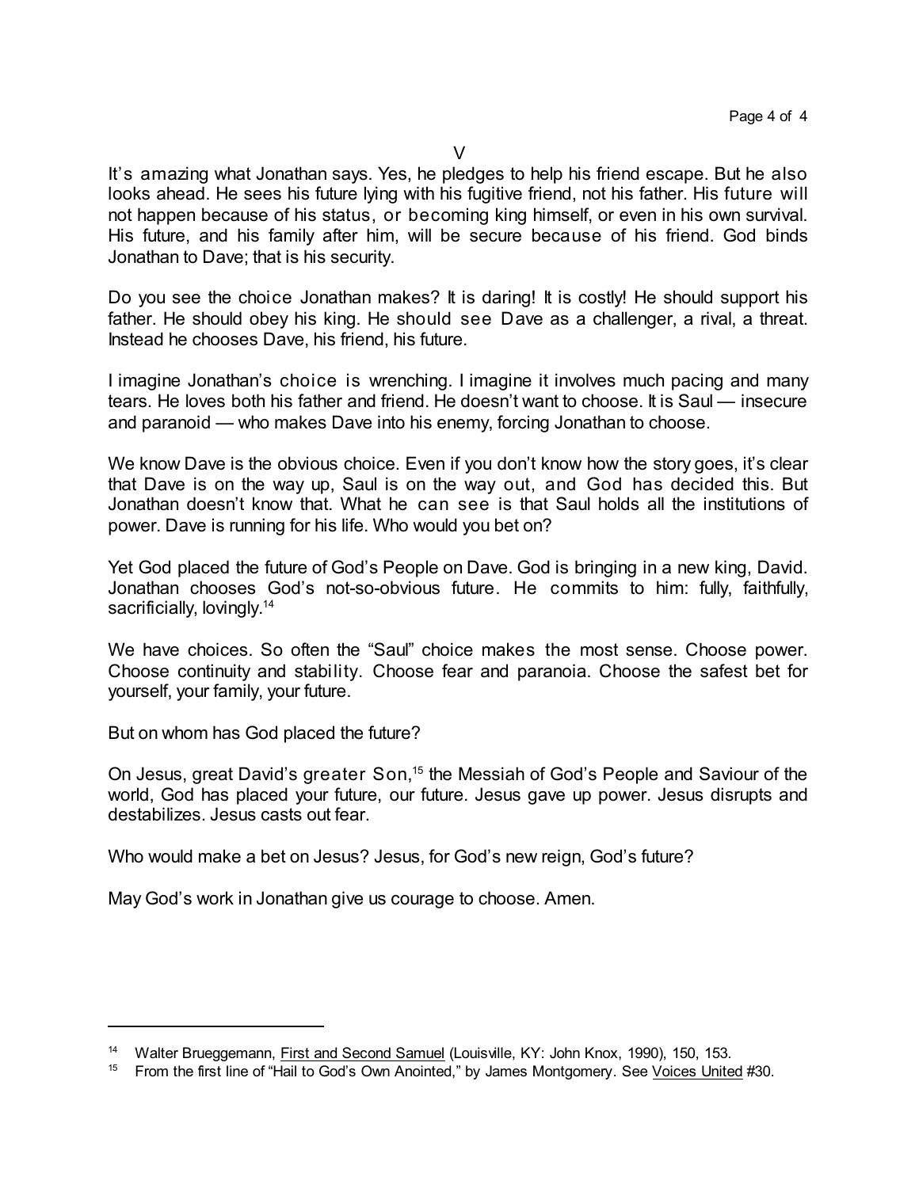V

It's amazing what Jonathan says. Yes, he pledges to help his friend escape. But he also looks ahead. He sees his future lying with his fugitive friend, not his father. His future will not happen because of his status, or becoming king himself, or even in his own survival. His future, and his family after him, will be secure because of his friend. God binds Jonathan to Dave; that is his security.

Do you see the choice Jonathan makes? It is daring! It is costly! He should support his father. He should obey his king. He should see Dave as a challenger, a rival, a threat. Instead he chooses Dave, his friend, his future.

I imagine Jonathan's choice is wrenching. I imagine it involves much pacing and many tears. He loves both his father and friend. He doesn't want to choose. It is Saul — insecure and paranoid — who makes Dave into his enemy, forcing Jonathan to choose.

We know Dave is the obvious choice. Even if you don't know how the story goes, it's clear that Dave is on the way up, Saul is on the way out, and God has decided this. But Jonathan doesn't know that. What he can see is that Saul holds all the institutions of power. Dave is running for his life. Who would you bet on?

Yet God placed the future of God's People on Dave. God is bringing in a new king, David. Jonathan chooses God's not-so-obvious future. He commits to him: fully, faithfully, sacrificially, lovingly.[14]

We have choices. So often the "Saul" choice makes the most sense. Choose power. Choose continuity and stability. Choose fear and paranoia. Choose the safest bet for yourself, your family, your future.

But on whom has God placed the future?

On Jesus, great David's greater Son,[15] the Messiah of God's People and Saviour of the world, God has placed your future, our future. Jesus gave up power. Jesus disrupts and destabilizes. Jesus casts out fear.

Who would make a bet on Jesus? Jesus, for God's new reign, God's future?

May God's work in Jonathan give us courage to choose. Amen.

---

[14] Walter Brueggemann, First and Second Samuel (Louisville, KY: John Knox, 1990), 150, 153.

[15] From the first line of "Hail to God's Own Anointed," by James Montgomery. See Voices United #30.